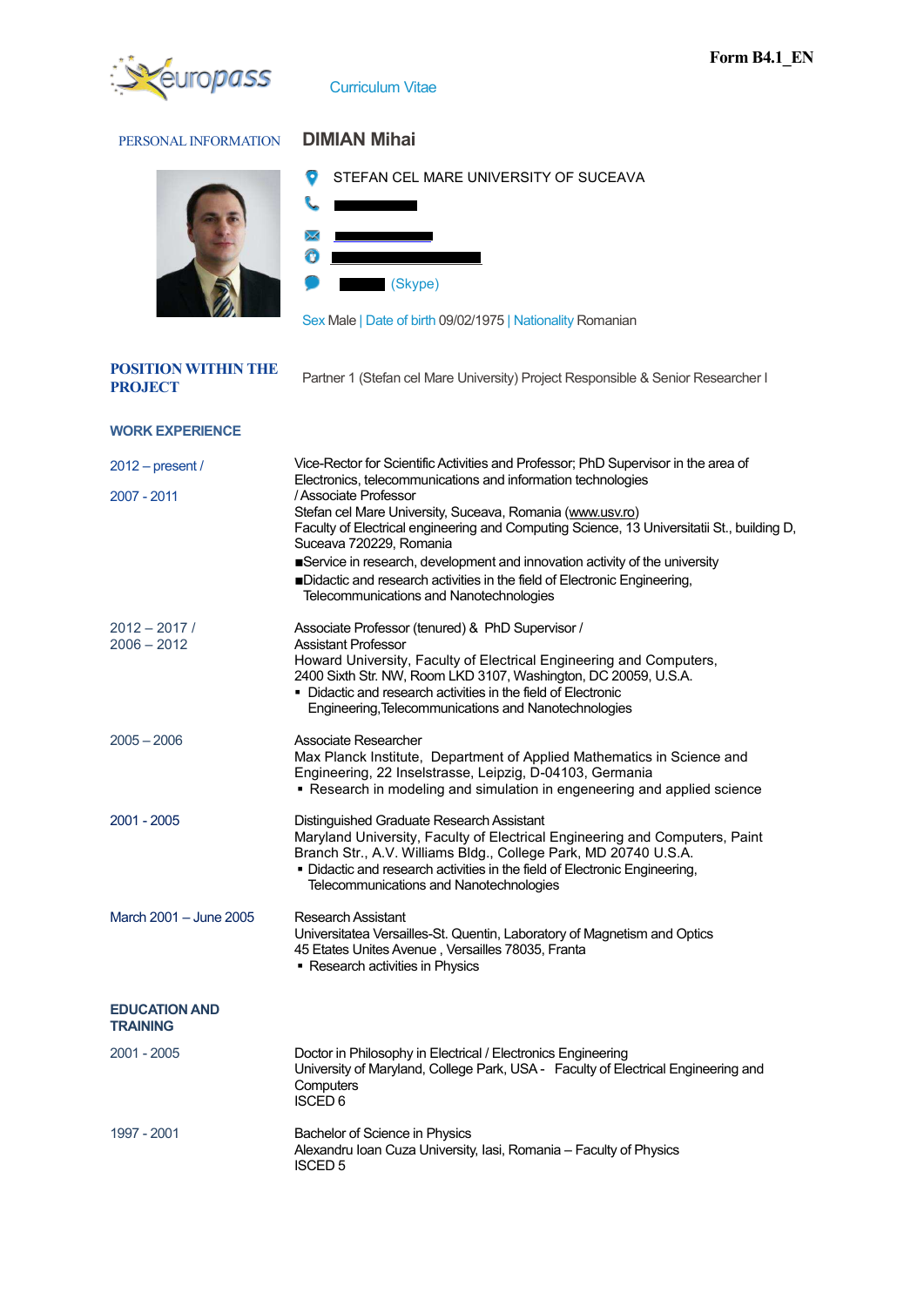Form B4.1_EN

europass Curriculum Vitae

PERSONAL INFORMATION

# DIMIAN Mihai

STEFAN CEL MARE UNIVERSITY OF SUCEAVA

(Skype)

Sex Male | Date of birth 09/02/1975 | Nationality Romanian

## POSITION WITHIN THE PROJECT

Partner 1 (Stefan cel Mare University) Project Responsible & Senior Researcher I

## WORK EXPERIENCE

**2012 – present / 2007 - 2011**

Vice-Rector for Scientific Activities and Professor; PhD Supervisor in the area of Electronics, telecommunications and information technologies
/ Associate Professor
Stefan cel Mare University, Suceava, Romania (www.usv.ro)
Faculty of Electrical engineering and Computing Science, 13 Universitatii St., building D, Suceava 720229, Romania

- Service in research, development and innovation activity of the university
- Didactic and research activities in the field of Electronic Engineering, Telecommunications and Nanotechnologies

**2012 – 2017 / 2006 – 2012**

Associate Professor (tenured) & PhD Supervisor /
Assistant Professor
Howard University, Faculty of Electrical Engineering and Computers, 2400 Sixth Str. NW, Room LKD 3107, Washington, DC 20059, U.S.A.

- Didactic and research activities in the field of Electronic Engineering,Telecommunications and Nanotechnologies

**2005 – 2006**

Associate Researcher
Max Planck Institute, Department of Applied Mathematics in Science and Engineering, 22 Inselstrasse, Leipzig, D-04103, Germania

- Research in modeling and simulation in engeneering and applied science

**2001 - 2005**

Distinguished Graduate Research Assistant
Maryland University, Faculty of Electrical Engineering and Computers, Paint Branch Str., A.V. Williams Bldg., College Park, MD 20740 U.S.A.

- Didactic and research activities in the field of Electronic Engineering, Telecommunications and Nanotechnologies

**March 2001 – June 2005**

Research Assistant
Universitatea Versailles-St. Quentin, Laboratory of Magnetism and Optics
45 Etates Unites Avenue , Versailles 78035, Franta

- Research activities in Physics

## EDUCATION AND TRAINING

**2001 - 2005**

Doctor in Philosophy in Electrical / Electronics Engineering
University of Maryland, College Park, USA - Faculty of Electrical Engineering and Computers
ISCED 6

**1997 - 2001**

Bachelor of Science in Physics
Alexandru Ioan Cuza University, Iasi, Romania – Faculty of Physics
ISCED 5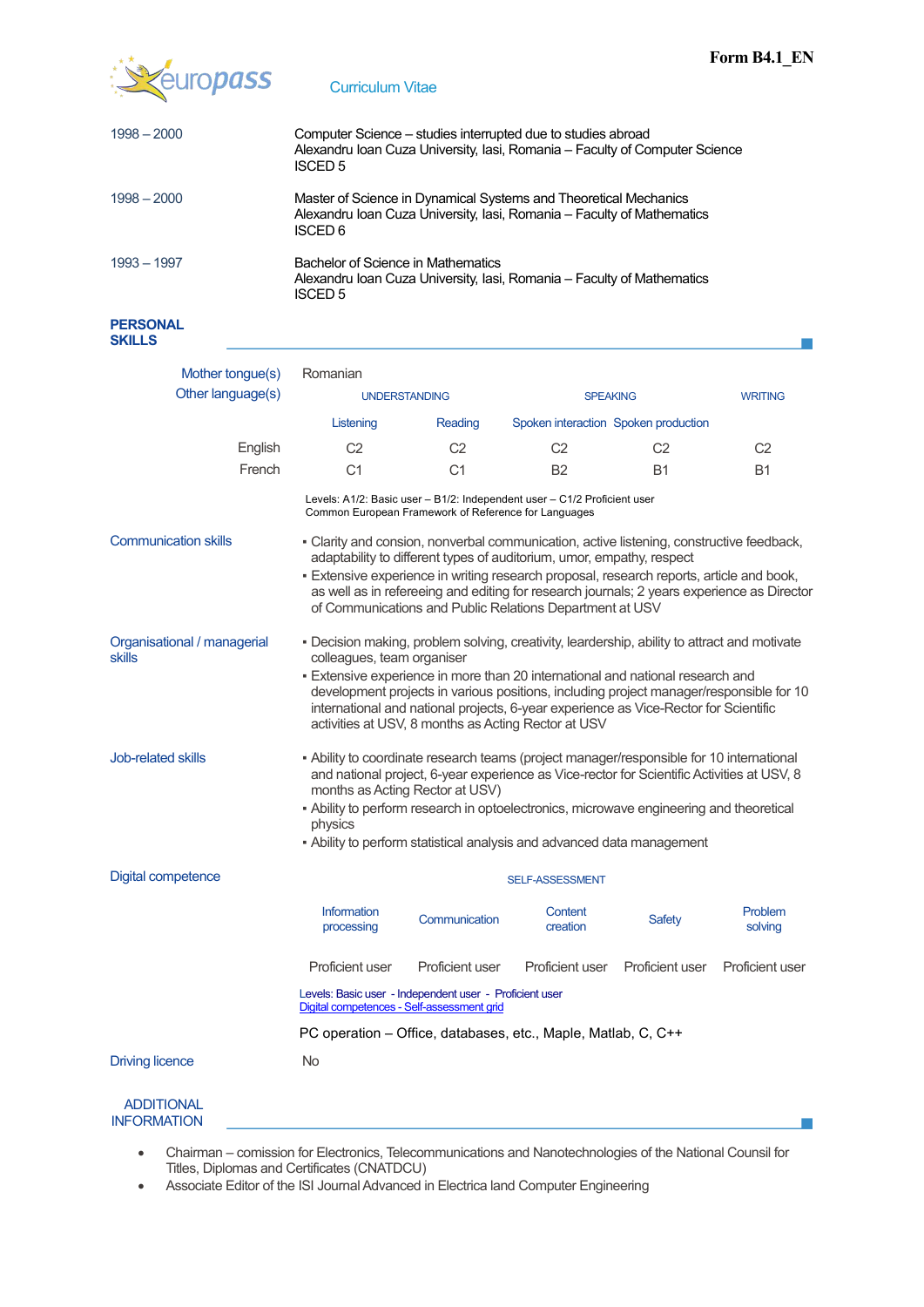Form B4.1_EN

europass — Curriculum Vitae

| | |
|---|---|
| 1998 – 2000 | Computer Science – studies interrupted due to studies abroad<br>Alexandru Ioan Cuza University, Iasi, Romania – Faculty of Computer Science<br>ISCED 5 |
| 1998 – 2000 | Master of Science in Dynamical Systems and Theoretical Mechanics<br>Alexandru Ioan Cuza University, Iasi, Romania – Faculty of Mathematics<br>ISCED 6 |
| 1993 – 1997 | Bachelor of Science in Mathematics<br>Alexandru Ioan Cuza University, Iasi, Romania – Faculty of Mathematics<br>ISCED 5 |

## PERSONAL SKILLS

Mother tongue(s): Romanian

Other language(s):

| | UNDERSTANDING | | SPEAKING | | WRITING |
|---|---|---|---|---|---|
| | Listening | Reading | Spoken interaction | Spoken production | |
| English | C2 | C2 | C2 | C2 | C2 |
| French | C1 | C1 | B2 | B1 | B1 |

Levels: A1/2: Basic user – B1/2: Independent user – C1/2 Proficient user
Common European Framework of Reference for Languages

**Communication skills**

- Clarity and consion, nonverbal communication, active listening, constructive feedback, adaptability to different types of auditorium, umor, empathy, respect
- Extensive experience in writing research proposal, research reports, article and book, as well as in refereeing and editing for research journals; 2 years experience as Director of Communications and Public Relations Department at USV

**Organisational / managerial skills**

- Decision making, problem solving, creativity, leardership, ability to attract and motivate colleagues, team organiser
- Extensive experience in more than 20 international and national research and development projects in various positions, including project manager/responsible for 10 international and national projects, 6-year experience as Vice-Rector for Scientific activities at USV, 8 months as Acting Rector at USV

**Job-related skills**

- Ability to coordinate research teams (project manager/responsible for 10 international and national project, 6-year experience as Vice-rector for Scientific Activities at USV, 8 months as Acting Rector at USV)
- Ability to perform research in optoelectronics, microwave engineering and theoretical physics
- Ability to perform statistical analysis and advanced data management

**Digital competence**

| SELF-ASSESSMENT | | | | |
|---|---|---|---|---|
| Information processing | Communication | Content creation | Safety | Problem solving |
| Proficient user | Proficient user | Proficient user | Proficient user | Proficient user |

Levels: Basic user - Independent user - Proficient user
Digital competences - Self-assessment grid

PC operation – Office, databases, etc., Maple, Matlab, C, C++

**Driving licence**: No

## ADDITIONAL INFORMATION

- Chairman – comission for Electronics, Telecommunications and Nanotechnologies of the National Counsil for Titles, Diplomas and Certificates (CNATDCU)
- Associate Editor of the ISI Journal Advanced in Electrica land Computer Engineering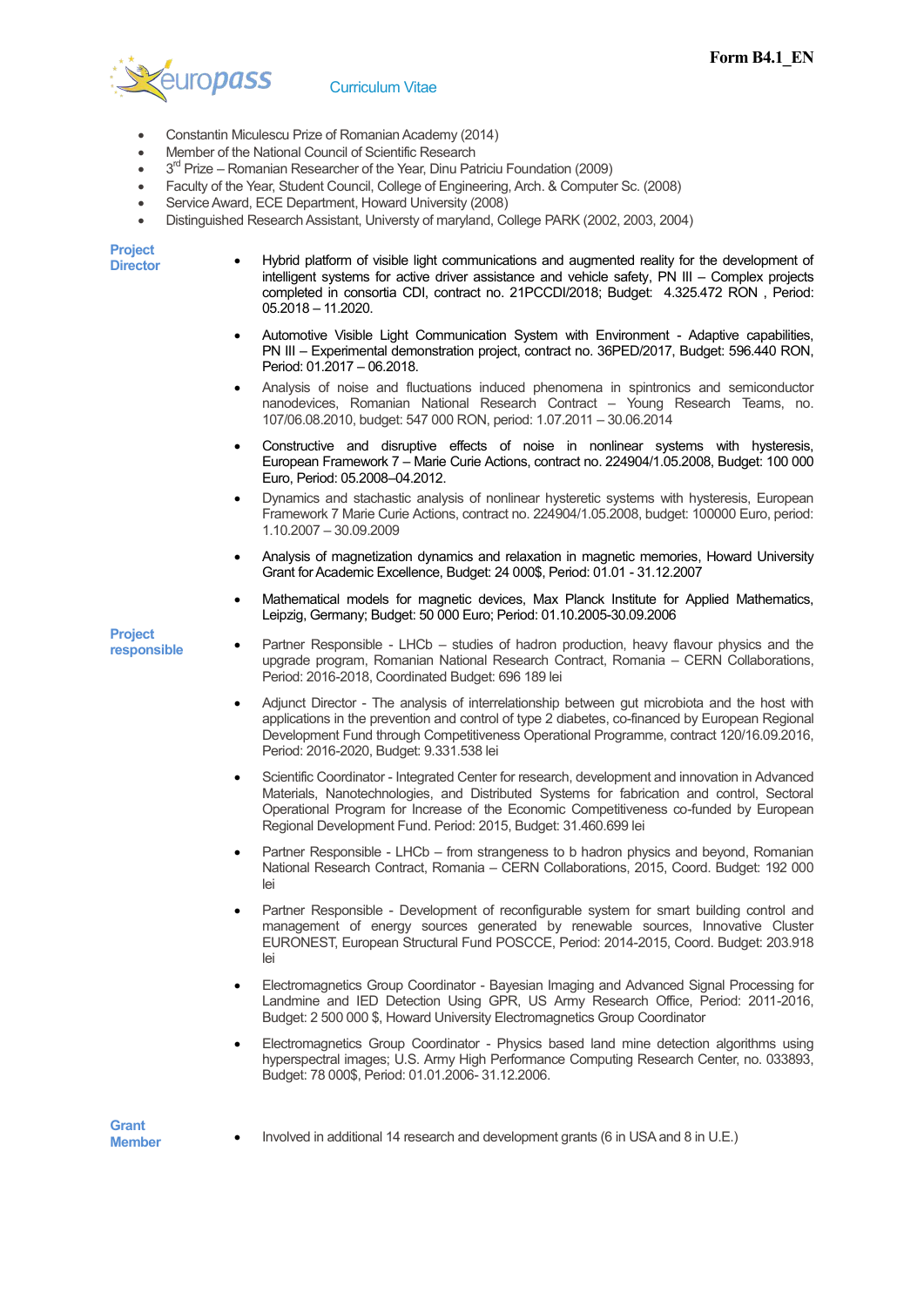- Constantin Miculescu Prize of Romanian Academy (2014)
- Member of the National Council of Scientific Research
- 3rd Prize – Romanian Researcher of the Year, Dinu Patriciu Foundation (2009)
- Faculty of the Year, Student Council, College of Engineering, Arch. & Computer Sc. (2008)
- Service Award, ECE Department, Howard University (2008)
- Distinguished Research Assistant, Universty of maryland, College PARK (2002, 2003, 2004)

**Project Director**

- Hybrid platform of visible light communications and augmented reality for the development of intelligent systems for active driver assistance and vehicle safety, PN III – Complex projects completed in consortia CDI, contract no. 21PCCDI/2018; Budget: 4.325.472 RON , Period: 05.2018 – 11.2020.
- Automotive Visible Light Communication System with Environment - Adaptive capabilities, PN III – Experimental demonstration project, contract no. 36PED/2017, Budget: 596.440 RON, Period: 01.2017 – 06.2018.
- Analysis of noise and fluctuations induced phenomena in spintronics and semiconductor nanodevices, Romanian National Research Contract – Young Research Teams, no. 107/06.08.2010, budget: 547 000 RON, period: 1.07.2011 – 30.06.2014
- Constructive and disruptive effects of noise in nonlinear systems with hysteresis, European Framework 7 – Marie Curie Actions, contract no. 224904/1.05.2008, Budget: 100 000 Euro, Period: 05.2008–04.2012.
- Dynamics and stachastic analysis of nonlinear hysteretic systems with hysteresis, European Framework 7 Marie Curie Actions, contract no. 224904/1.05.2008, budget: 100000 Euro, period: 1.10.2007 – 30.09.2009
- Analysis of magnetization dynamics and relaxation in magnetic memories, Howard University Grant for Academic Excellence, Budget: 24 000$, Period: 01.01 - 31.12.2007
- Mathematical models for magnetic devices, Max Planck Institute for Applied Mathematics, Leipzig, Germany; Budget: 50 000 Euro; Period: 01.10.2005-30.09.2006

**Project responsible**

- Partner Responsible - LHCb – studies of hadron production, heavy flavour physics and the upgrade program, Romanian National Research Contract, Romania – CERN Collaborations, Period: 2016-2018, Coordinated Budget: 696 189 lei
- Adjunct Director - The analysis of interrelationship between gut microbiota and the host with applications in the prevention and control of type 2 diabetes, co-financed by European Regional Development Fund through Competitiveness Operational Programme, contract 120/16.09.2016, Period: 2016-2020, Budget: 9.331.538 lei
- Scientific Coordinator - Integrated Center for research, development and innovation in Advanced Materials, Nanotechnologies, and Distributed Systems for fabrication and control, Sectoral Operational Program for Increase of the Economic Competitiveness co-funded by European Regional Development Fund. Period: 2015, Budget: 31.460.699 lei
- Partner Responsible - LHCb – from strangeness to b hadron physics and beyond, Romanian National Research Contract, Romania – CERN Collaborations, 2015, Coord. Budget: 192 000 lei
- Partner Responsible - Development of reconfigurable system for smart building control and management of energy sources generated by renewable sources, Innovative Cluster EURONEST, European Structural Fund POSCCE, Period: 2014-2015, Coord. Budget: 203.918 lei
- Electromagnetics Group Coordinator - Bayesian Imaging and Advanced Signal Processing for Landmine and IED Detection Using GPR, US Army Research Office, Period: 2011-2016, Budget: 2 500 000 $, Howard University Electromagnetics Group Coordinator
- Electromagnetics Group Coordinator - Physics based land mine detection algorithms using hyperspectral images; U.S. Army High Performance Computing Research Center, no. 033893, Budget: 78 000$, Period: 01.01.2006- 31.12.2006.

**Grant Member**

- Involved in additional 14 research and development grants (6 in USA and 8 in U.E.)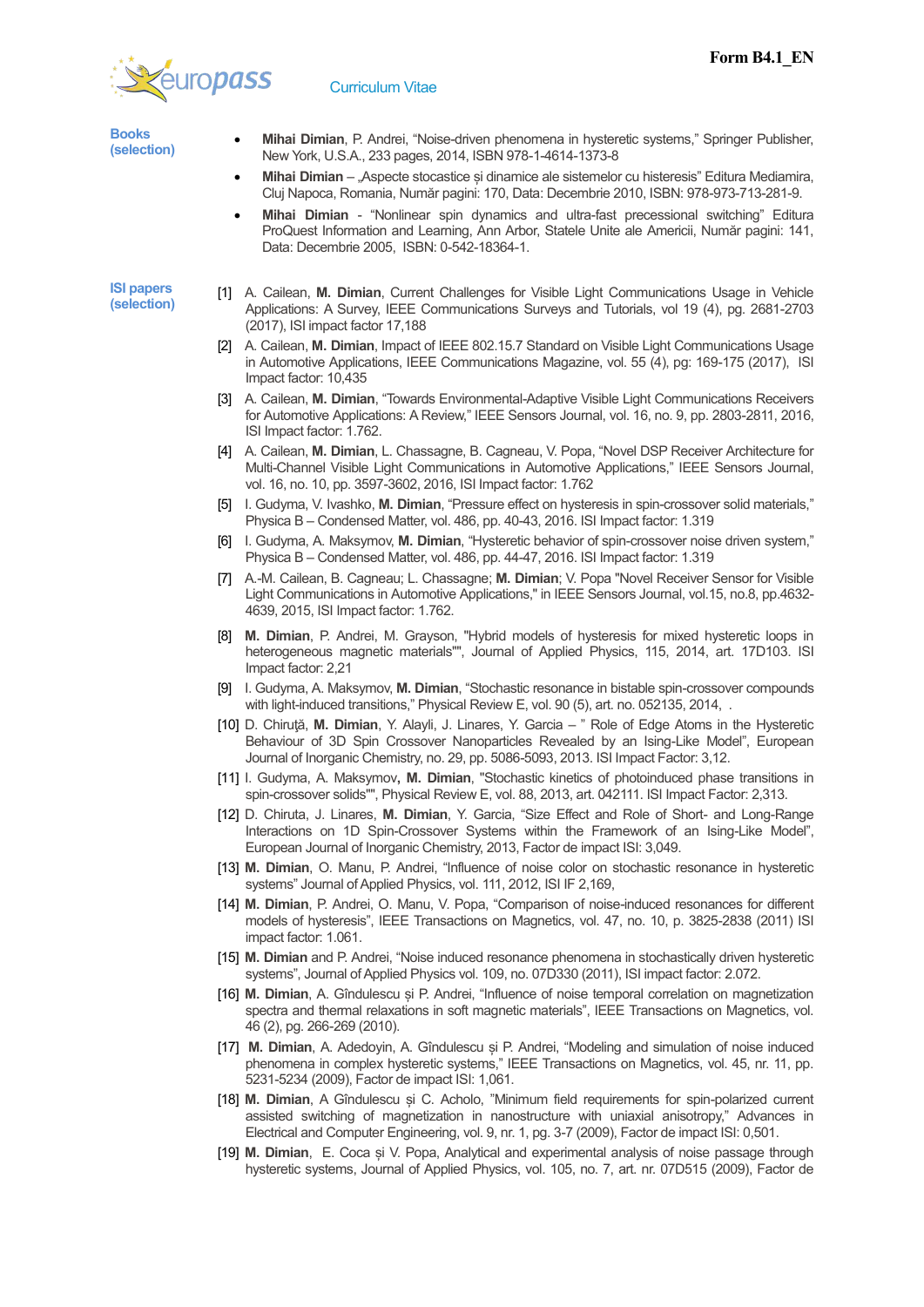**Books (selection)**

- **Mihai Dimian**, P. Andrei, "Noise-driven phenomena in hysteretic systems," Springer Publisher, New York, U.S.A., 233 pages, 2014, ISBN 978-1-4614-1373-8
- **Mihai Dimian** – „Aspecte stocastice și dinamice ale sistemelor cu histerezis" Editura Mediamira, Cluj Napoca, Romania, Număr pagini: 170, Data: Decembrie 2010, ISBN: 978-973-713-281-9.
- **Mihai Dimian** - "Nonlinear spin dynamics and ultra-fast precessional switching" Editura ProQuest Information and Learning, Ann Arbor, Statele Unite ale Americii, Număr pagini: 141, Data: Decembrie 2005, ISBN: 0-542-18364-1.

**ISI papers (selection)**

[1] A. Cailean, **M. Dimian**, Current Challenges for Visible Light Communications Usage in Vehicle Applications: A Survey, IEEE Communications Surveys and Tutorials, vol 19 (4), pg. 2681-2703 (2017), ISI impact factor 17,188

[2] A. Cailean, **M. Dimian**, Impact of IEEE 802.15.7 Standard on Visible Light Communications Usage in Automotive Applications, IEEE Communications Magazine, vol. 55 (4), pg: 169-175 (2017), ISI Impact factor: 10,435

[3] A. Cailean, **M. Dimian**, "Towards Environmental-Adaptive Visible Light Communications Receivers for Automotive Applications: A Review," IEEE Sensors Journal, vol. 16, no. 9, pp. 2803-2811, 2016, ISI Impact factor: 1.762.

[4] A. Cailean, **M. Dimian**, L. Chassagne, B. Cagneau, V. Popa, "Novel DSP Receiver Architecture for Multi-Channel Visible Light Communications in Automotive Applications," IEEE Sensors Journal, vol. 16, no. 10, pp. 3597-3602, 2016, ISI Impact factor: 1.762

[5] I. Gudyma, V. Ivashko, **M. Dimian**, "Pressure effect on hysteresis in spin-crossover solid materials," Physica B – Condensed Matter, vol. 486, pp. 40-43, 2016. ISI Impact factor: 1.319

[6] I. Gudyma, A. Maksymov, **M. Dimian**, "Hysteretic behavior of spin-crossover noise driven system," Physica B – Condensed Matter, vol. 486, pp. 44-47, 2016. ISI Impact factor: 1.319

[7] A.-M. Cailean, B. Cagneau; L. Chassagne; **M. Dimian**; V. Popa "Novel Receiver Sensor for Visible Light Communications in Automotive Applications," in IEEE Sensors Journal, vol.15, no.8, pp.4632-4639, 2015, ISI Impact factor: 1.762.

[8] **M. Dimian**, P. Andrei, M. Grayson, "Hybrid models of hysteresis for mixed hysteretic loops in heterogeneous magnetic materials"", Journal of Applied Physics, 115, 2014, art. 17D103. ISI Impact factor: 2,21

[9] I. Gudyma, A. Maksymov, **M. Dimian**, "Stochastic resonance in bistable spin-crossover compounds with light-induced transitions," Physical Review E, vol. 90 (5), art. no. 052135, 2014, .

[10] D. Chiruţă, **M. Dimian**, Y. Alayli, J. Linares, Y. Garcia – " Role of Edge Atoms in the Hysteretic Behaviour of 3D Spin Crossover Nanoparticles Revealed by an Ising-Like Model", European Journal of Inorganic Chemistry, no. 29, pp. 5086-5093, 2013. ISI Impact Factor: 3,12.

[11] I. Gudyma, A. Maksymov**, M. Dimian**, "Stochastic kinetics of photoinduced phase transitions in spin-crossover solids"", Physical Review E, vol. 88, 2013, art. 042111. ISI Impact Factor: 2,313.

[12] D. Chiruta, J. Linares, **M. Dimian**, Y. Garcia, "Size Effect and Role of Short- and Long-Range Interactions on 1D Spin-Crossover Systems within the Framework of an Ising-Like Model", European Journal of Inorganic Chemistry, 2013, Factor de impact ISI: 3,049.

[13] **M. Dimian**, O. Manu, P. Andrei, "Influence of noise color on stochastic resonance in hysteretic systems" Journal of Applied Physics, vol. 111, 2012, ISI IF 2,169,

[14] **M. Dimian**, P. Andrei, O. Manu, V. Popa, "Comparison of noise-induced resonances for different models of hysteresis", IEEE Transactions on Magnetics, vol. 47, no. 10, p. 3825-2838 (2011) ISI impact factor: 1.061.

[15] **M. Dimian** and P. Andrei, "Noise induced resonance phenomena in stochastically driven hysteretic systems", Journal of Applied Physics vol. 109, no. 07D330 (2011), ISI impact factor: 2.072.

[16] **M. Dimian**, A. Gîndulescu și P. Andrei, "Influence of noise temporal correlation on magnetization spectra and thermal relaxations in soft magnetic materials", IEEE Transactions on Magnetics, vol. 46 (2), pg. 266-269 (2010).

[17] **M. Dimian**, A. Adedoyin, A. Gîndulescu și P. Andrei, "Modeling and simulation of noise induced phenomena in complex hysteretic systems," IEEE Transactions on Magnetics, vol. 45, nr. 11, pp. 5231-5234 (2009), Factor de impact ISI: 1,061.

[18] **M. Dimian**, A Gîndulescu și C. Acholo, "Minimum field requirements for spin-polarized current assisted switching of magnetization in nanostructure with uniaxial anisotropy," Advances in Electrical and Computer Engineering, vol. 9, nr. 1, pg. 3-7 (2009), Factor de impact ISI: 0,501.

[19] **M. Dimian**, E. Coca și V. Popa, Analytical and experimental analysis of noise passage through hysteretic systems, Journal of Applied Physics, vol. 105, no. 7, art. nr. 07D515 (2009), Factor de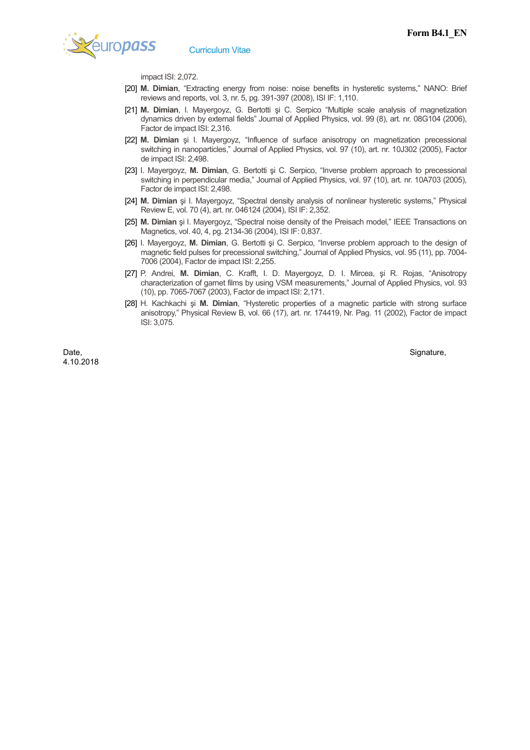impact ISI: 2,072.

[20] **M. Dimian**, “Extracting energy from noise: noise benefits in hysteretic systems,” NANO: Brief reviews and reports, vol. 3, nr. 5, pg. 391-397 (2008), ISI IF: 1,110.

[21] **M. Dimian**, I. Mayergoyz, G. Bertotti şi C. Serpico “Multiple scale analysis of magnetization dynamics driven by external fields” Journal of Applied Physics, vol. 99 (8), art. nr. 08G104 (2006), Factor de impact ISI: 2,316.

[22] **M. Dimian** şi I. Mayergoyz, “Influence of surface anisotropy on magnetization precessional switching in nanoparticles,” Journal of Applied Physics, vol. 97 (10), art. nr. 10J302 (2005), Factor de impact ISI: 2,498.

[23] I. Mayergoyz, **M. Dimian**, G. Bertotti şi C. Serpico, “Inverse problem approach to precessional switching in perpendicular media,” Journal of Applied Physics, vol. 97 (10), art. nr. 10A703 (2005), Factor de impact ISI: 2,498.

[24] **M. Dimian** şi I. Mayergoyz, “Spectral density analysis of nonlinear hysteretic systems,” Physical Review E, vol. 70 (4), art. nr. 046124 (2004), ISI IF: 2,352.

[25] **M. Dimian** şi I. Mayergoyz, “Spectral noise density of the Preisach model,” IEEE Transactions on Magnetics, vol. 40, 4, pg. 2134-36 (2004), ISI IF: 0,837.

[26] I. Mayergoyz, **M. Dimian**, G. Bertotti şi C. Serpico, “Inverse problem approach to the design of magnetic field pulses for precessional switching,” Journal of Applied Physics, vol. 95 (11), pp. 7004-7006 (2004), Factor de impact ISI: 2,255.

[27] P. Andrei, **M. Dimian**, C. Krafft, I. D. Mayergoyz, D. I. Mircea, şi R. Rojas, “Anisotropy characterization of garnet films by using VSM measurements,” Journal of Applied Physics, vol. 93 (10), pp. 7065-7067 (2003), Factor de impact ISI: 2,171.

[28] H. Kachkachi şi **M. Dimian**, “Hysteretic properties of a magnetic particle with strong surface anisotropy,” Physical Review B, vol. 66 (17), art. nr. 174419, Nr. Pag. 11 (2002), Factor de impact ISI: 3,075.

Date,
4.10.2018

Signature,